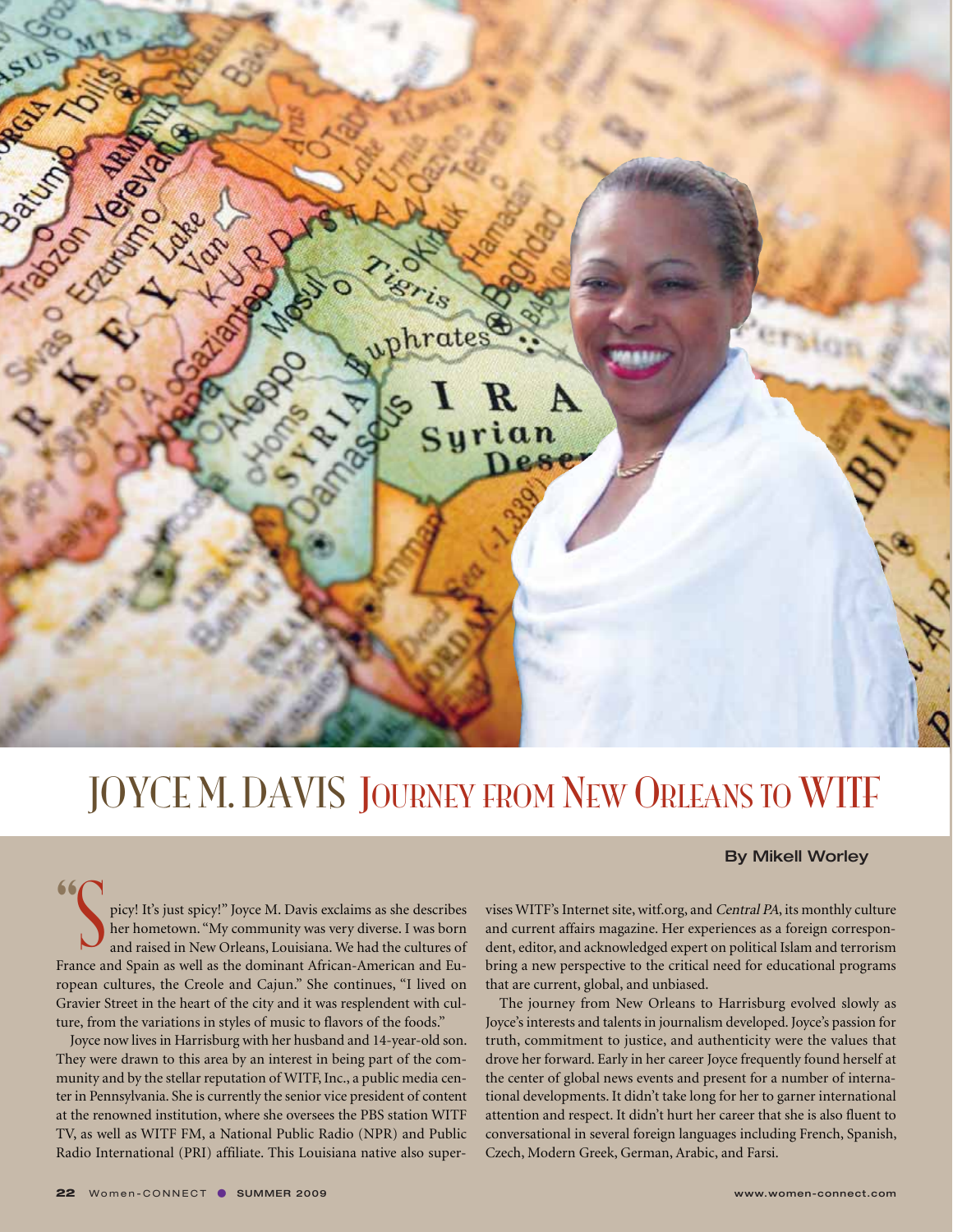# JOYCE M. DAVIS Journey from New Orleans to WITF

**By Mikell Worley**

"Spicy! It's just spicy!" Joyce M. Davis exclaims as she describes her hometown. "My community was very diverse. I was born and raised in New Orleans, Louisiana. We had the cultures of France and Spain as well as the dominant African-American and European cultures, the Creole and Cajun." She continues, "I lived on Gravier Street in the heart of the city and it was resplendent with culture, from the variations in styles of music to flavors of the foods."

Joyce now lives in Harrisburg with her husband and 14-year-old son. They were drawn to this area by an interest in being part of the community and by the stellar reputation of WITF, Inc., a public media center in Pennsylvania. She is currently the senior vice president of content at the renowned institution, where she oversees the PBS station WITF TV, as well as WITF FM, a National Public Radio (NPR) and Public Radio International (PRI) affiliate. This Louisiana native also supervises WITF's Internet site, witf.org, and *Central PA*, its monthly culture and current affairs magazine. Her experiences as a foreign correspondent, editor, and acknowledged expert on political Islam and terrorism bring a new perspective to the critical need for educational programs that are current, global, and unbiased.

The journey from New Orleans to Harrisburg evolved slowly as Joyce's interests and talents in journalism developed. Joyce's passion for truth, commitment to justice, and authenticity were the values that drove her forward. Early in her career Joyce frequently found herself at the center of global news events and present for a number of international developments. It didn't take long for her to garner international attention and respect. It didn't hurt her career that she is also fluent to conversational in several foreign languages including French, Spanish, Czech, Modern Greek, German, Arabic, and Farsi.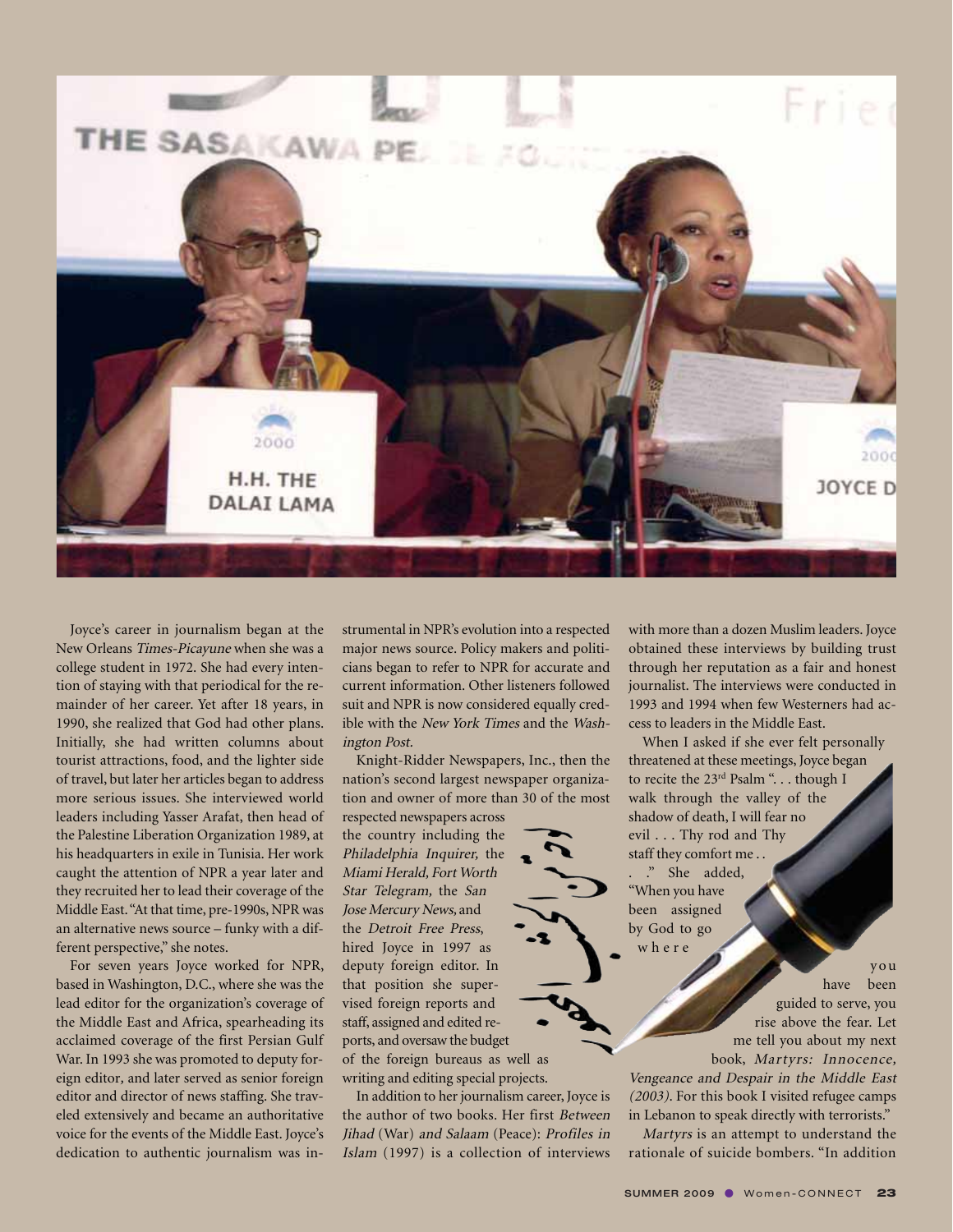Joyce's career in journalism began at the New Orleans *Times-Picayune* when she was a college student in 1972. She had every intention of staying with that periodical for the remainder of her career. Yet after 18 years, in 1990, she realized that God had other plans. Initially, she had written columns about tourist attractions, food, and the lighter side of travel, but later her articles began to address more serious issues. She interviewed world leaders including Yasser Arafat, then head of the Palestine Liberation Organization 1989, at his headquarters in exile in Tunisia. Her work caught the attention of NPR a year later and they recruited her to lead their coverage of the Middle East. "At that time, pre-1990s, NPR was an alternative news source – funky with a different perspective," she notes.

For seven years Joyce worked for NPR, based in Washington, D.C., where she was the lead editor for the organization's coverage of the Middle East and Africa, spearheading its acclaimed coverage of the first Persian Gulf War. In 1993 she was promoted to deputy foreign editor, and later served as senior foreign editor and director of news staffing. She traveled extensively and became an authoritative voice for the events of the Middle East. Joyce's dedication to authentic journalism was instrumental in NPR's evolution into a respected major news source. Policy makers and politicians began to refer to NPR for accurate and current information. Other listeners followed suit and NPR is now considered equally credible with the *New York Times* and the *Washington Post*.

Knight-Ridder Newspapers, Inc., then the nation's second largest newspaper organization and owner of more than 30 of the most respected newspapers across the country including the *Philadelphia Inquirer,* the *Miami Herald, Fort Worth Star Telegram,* the *San Jose Mercury News,* and the *Detroit Free Press*, hired Joyce in 1997 as deputy foreign editor. In that position she supervised foreign reports and staff, assigned and edited reports, and oversaw the budget of the foreign bureaus as well as writing and editing special projects.

In addition to her journalism career, Joyce is the author of two books. Her first *Between Jihad* (War) *and Salaam* (Peace): *Profiles in Islam* (1997) is a collection of interviews with more than a dozen Muslim leaders. Joyce obtained these interviews by building trust through her reputation as a fair and honest journalist. The interviews were conducted in 1993 and 1994 when few Westerners had access to leaders in the Middle East.

When I asked if she ever felt personally threatened at these meetings, Joyce began to recite the 23rd Psalm ". . . though I walk through the valley of the shadow of death, I will fear no evil . . . Thy rod and Thy staff they comfort me . . . ." She added, "When you have been assigned by God to go where you have been guided to serve, you rise above the fear. Let me tell you about my next book, *Martyrs: Innocence, Vengeance and Despair in the Middle East (2003)*. For this book I visited refugee camps in Lebanon to speak directly with terrorists."

*Martyrs* is an attempt to understand the rationale of suicide bombers. "In addition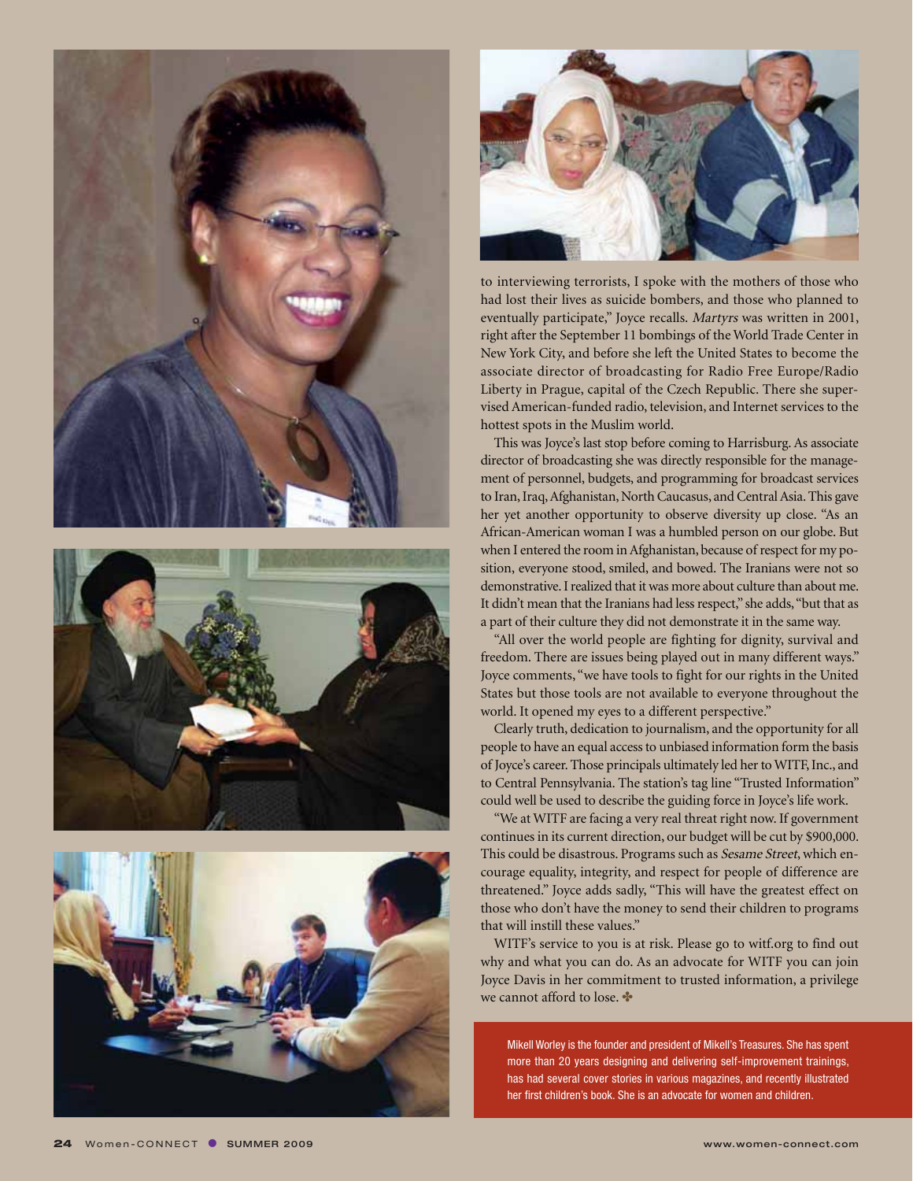to interviewing terrorists, I spoke with the mothers of those who had lost their lives as suicide bombers, and those who planned to eventually participate," Joyce recalls. *Martyrs* was written in 2001, right after the September 11 bombings of the World Trade Center in New York City, and before she left the United States to become the associate director of broadcasting for Radio Free Europe/Radio Liberty in Prague, capital of the Czech Republic. There she supervised American-funded radio, television, and Internet services to the hottest spots in the Muslim world.

This was Joyce's last stop before coming to Harrisburg. As associate director of broadcasting she was directly responsible for the management of personnel, budgets, and programming for broadcast services to Iran, Iraq, Afghanistan, North Caucasus, and Central Asia. This gave her yet another opportunity to observe diversity up close. "As an African-American woman I was a humbled person on our globe. But when I entered the room in Afghanistan, because of respect for my position, everyone stood, smiled, and bowed. The Iranians were not so demonstrative. I realized that it was more about culture than about me. It didn't mean that the Iranians had less respect," she adds, "but that as a part of their culture they did not demonstrate it in the same way.

"All over the world people are fighting for dignity, survival and freedom. There are issues being played out in many different ways." Joyce comments, "we have tools to fight for our rights in the United States but those tools are not available to everyone throughout the world. It opened my eyes to a different perspective."

Clearly truth, dedication to journalism, and the opportunity for all people to have an equal access to unbiased information form the basis of Joyce's career. Those principals ultimately led her to WITF, Inc., and to Central Pennsylvania. The station's tag line "Trusted Information" could well be used to describe the guiding force in Joyce's life work.

"We at WITF are facing a very real threat right now. If government continues in its current direction, our budget will be cut by $900,000. This could be disastrous. Programs such as *Sesame Street*, which encourage equality, integrity, and respect for people of difference are threatened." Joyce adds sadly, "This will have the greatest effect on those who don't have the money to send their children to programs that will instill these values."

WITF's service to you is at risk. Please go to witf.org to find out why and what you can do. As an advocate for WITF you can join Joyce Davis in her commitment to trusted information, a privilege we cannot afford to lose. ✤

Mikell Worley is the founder and president of Mikell's Treasures. She has spent more than 20 years designing and delivering self-improvement trainings, has had several cover stories in various magazines, and recently illustrated her first children's book. She is an advocate for women and children.